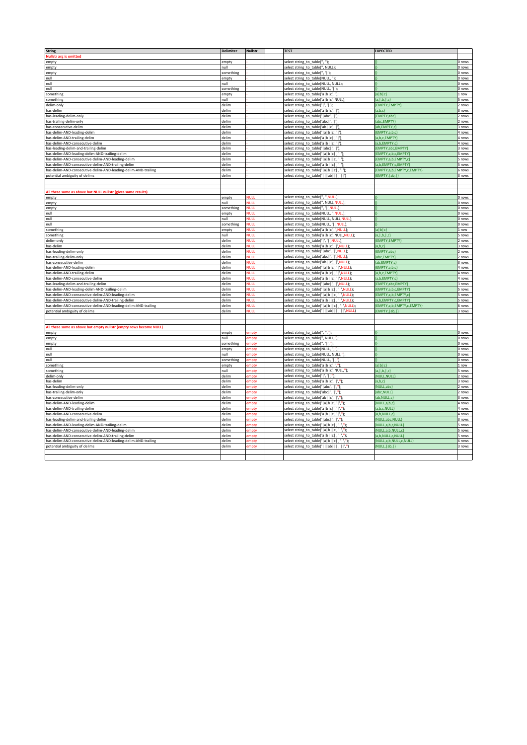| String | Delimiter | Nullstr | | TEST | EXPECTED | |
|---|---|---|---|---|---|---|
| **Nullstr arg is omitted** | | | | | | |
| empty | empty | | | select string_to_table('', ''); | {} | 0 rows |
| empty | null | | | select string_to_table('', NULL); | {} | 0 rows |
| empty | something | | | select string_to_table('', '\|'); | {} | 0 rows |
| null | empty | | | select string_to_table(NULL, ''); | {} | 0 rows |
| null | null | | | select string_to_table(NULL, NULL); | {} | 0 rows |
| null | something | | | select string_to_table(NULL, '\|'); | {} | 0 rows |
| something | empty | | | select string_to_table('a\|b\|c', ''); | {a\|b\|c} | 1 row |
| something | null | | | select string_to_table('a\|b\|c', NULL); | {a,\|,b,\|,c} | 5 rows |
| delim-only | delim | | | select string_to_table('\|', '\|'); | {EMPTY,EMPTY} | 2 rows |
| has-delim | delim | | | select string_to_table('a\|b\|c', '\|'); | {a,b,c} | 3 rows |
| has-leading-delim-only | delim | | | select string_to_table('\|abc', '\|'); | {EMPTY,abc} | 2 rows |
| has-trailing-delim-only | delim | | | select string_to_table('abc\|', '\|'); | {abc,EMPTY} | 2 rows |
| has-consecutive-delim | delim | | | select string_to_table('ab\|\|c', '\|'); | {ab,EMPTY,c} | 3 rows |
| has-delim-AND-leading-delim | delim | | | select string_to_table('\|a\|b\|c', '\|'); | {EMPTY,a,b,c} | 4 rows |
| has-delim-AND-trailing-delim | delim | | | select string_to_table('a\|b\|c\|', '\|'); | {a,b,c,EMPTY} | 4 rows |
| has-delim-AND-consecutive-delim | delim | | | select string_to_table('a\|b\|\|c', '\|'); | {a,b,EMPTY,c} | 4 rows |
| has-leading-delim-and-trailing-delim | delim | | | select string_to_table('\|abc\|', '\|'); | {EMPTY,abc,EMPTY} | 3 rows |
| has-delim-AND-leading-delim-AND-trailing-delim | delim | | | select string_to_table('\|a\|b\|c\|', '\|'); | {EMPTY,a,b,c,EMPTY} | 5 rows |
| has-delim-AND-consecutive-delim-AND-leading-delim | delim | | | select string_to_table('\|a\|b\|\|c', '\|'); | {EMPTY,a,b,EMPTY,c} | 5 rows |
| has-delim-AND-consecutive-delim-AND-trailing-delim | delim | | | select string_to_table('a\|b\|\|c\|', '\|'); | {a,b,EMPTY,c,EMPTY} | 5 rows |
| has-delim-AND-consecutive-delim-AND-leading-delim-AND-trailing | delim | | | select string_to_table('\|a\|b\|\|c\|', '\|'); | {EMPTY,a,b,EMPTY,c,EMPTY} | 6 rows |
| potential ambiguity of delims | delim | | | select string_to_table('\|\|\|ab\|\|\|','\|\|') | {EMPTY,\|ab,\|} | 3 rows |
| | | | | | | |
| **All these same as above but NULL nullstr (gives same results)** | | | | | | |
| empty | empty | NULL | | select string_to_table('', '',NULL); | {} | 0 rows |
| empty | null | NULL | | select string_to_table('', NULL,NULL); | {} | 0 rows |
| empty | something | NULL | | select string_to_table('', '\|',NULL); | {} | 0 rows |
| null | empty | NULL | | select string_to_table(NULL, '',NULL); | {} | 0 rows |
| null | null | NULL | | select string_to_table(NULL, NULL,NULL); | {} | 0 rows |
| null | something | NULL | | select string_to_table(NULL, '\|',NULL); | {} | 0 rows |
| something | empty | NULL | | select string_to_table('a\|b\|c', '',NULL); | {a\|b\|c} | 1 row |
| something | null | NULL | | select string_to_table('a\|b\|c', NULL,NULL); | {a,\|,b,\|,c} | 5 rows |
| delim-only | delim | NULL | | select string_to_table('\|', '\|',NULL); | {EMPTY,EMPTY} | 2 rows |
| has-delim | delim | NULL | | select string_to_table('a\|b\|c', '\|',NULL); | {a,b,c} | 3 rows |
| has-leading-delim-only | delim | NULL | | select string_to_table('\|abc', '\|',NULL); | {EMPTY,abc} | 2 rows |
| has-trailing-delim-only | delim | NULL | | select string_to_table('abc\|', '\|',NULL); | {abc,EMPTY} | 2 rows |
| has-consecutive-delim | delim | NULL | | select string_to_table('ab\|\|c', '\|',NULL); | {ab,EMPTY,c} | 3 rows |
| has-delim-AND-leading-delim | delim | NULL | | select string_to_table('\|a\|b\|c', '\|',NULL); | {EMPTY,a,b,c} | 4 rows |
| has-delim-AND-trailing-delim | delim | NULL | | select string_to_table('a\|b\|c\|', '\|',NULL); | {a,b,c,EMPTY} | 4 rows |
| has-delim-AND-consecutive-delim | delim | NULL | | select string_to_table('a\|b\|\|c', '\|',NULL); | {a,b,EMPTY,c} | 4 rows |
| has-leading-delim-and-trailing-delim | delim | NULL | | select string_to_table('\|abc\|', '\|',NULL); | {EMPTY,abc,EMPTY} | 3 rows |
| has-delim-AND-leading-delim-AND-trailing-delim | delim | NULL | | select string_to_table('\|a\|b\|c\|', '\|',NULL); | {EMPTY,a,b,c,EMPTY} | 5 rows |
| has-delim-AND-consecutive-delim-AND-leading-delim | delim | NULL | | select string_to_table('\|a\|b\|\|c', '\|',NULL); | {EMPTY,a,b,EMPTY,c} | 5 rows |
| has-delim-AND-consecutive-delim-AND-trailing-delim | delim | NULL | | select string_to_table('a\|b\|\|c\|', '\|',NULL); | {a,b,EMPTY,c,EMPTY} | 5 rows |
| has-delim-AND-consecutive-delim-AND-leading-delim-AND-trailing | delim | NULL | | select string_to_table('\|a\|b\|\|c\|', '\|',NULL); | {EMPTY,a,b,EMPTY,c,EMPTY} | 6 rows |
| potential ambiguity of delims | delim | NULL | | select string_to_table('\|\|\|ab\|\|\|','\|\|',NULL) | {EMPTY,\|ab,\|} | 3 rows |
| | | | | | | |
| **All these same as above but empty nullstr (empty rows become NULL)** | | | | | | |
| empty | empty | empty | | select string_to_table('', '',''); | {} | 0 rows |
| empty | null | empty | | select string_to_table('', NULL,''); | {} | 0 rows |
| empty | something | empty | | select string_to_table('', '\|',''); | {} | 0 rows |
| null | empty | empty | | select string_to_table(NULL, '',''); | {} | 0 rows |
| null | null | empty | | select string_to_table(NULL, NULL,''); | {} | 0 rows |
| null | something | empty | | select string_to_table(NULL, '\|',''); | {} | 0 rows |
| something | empty | empty | | select string_to_table('a\|b\|c', '',''); | {a\|b\|c} | 1 row |
| something | null | empty | | select string_to_table('a\|b\|c', NULL,''); | {a,\|,b,\|,c} | 5 rows |
| delim-only | delim | empty | | select string_to_table('\|', '\|',''); | {NULL,NULL} | 2 rows |
| has-delim | delim | empty | | select string_to_table('a\|b\|c', '\|',''); | {a,b,c} | 3 rows |
| has-leading-delim-only | delim | empty | | select string_to_table('\|abc', '\|',''); | {NULL,abc} | 2 rows |
| has-trailing-delim-only | delim | empty | | select string_to_table('abc\|', '\|',''); | {abc,NULL} | 2 rows |
| has-consecutive-delim | delim | empty | | select string_to_table('ab\|\|c', '\|',''); | {ab,NULL,c} | 3 rows |
| has-delim-AND-leading-delim | delim | empty | | select string_to_table('\|a\|b\|c', '\|',''); | {NULL,a,b,c} | 4 rows |
| has-delim-AND-trailing-delim | delim | empty | | select string_to_table('a\|b\|c\|', '\|',''); | {a,b,c,NULL} | 4 rows |
| has-delim-AND-consecutive-delim | delim | empty | | select string_to_table('a\|b\|\|c', '\|',''); | {a,b,NULL,c} | 4 rows |
| has-leading-delim-and-trailing-delim | delim | empty | | select string_to_table('\|abc\|', '\|',''); | {NULL,abc,NULL} | 3 rows |
| has-delim-AND-leading-delim-AND-trailing-delim | delim | empty | | select string_to_table('\|a\|b\|c\|', '\|',''); | {NULL,a,b,c,NULL} | 5 rows |
| has-delim-AND-consecutive-delim-AND-leading-delim | delim | empty | | select string_to_table('\|a\|b\|\|c', '\|',''); | {NULL,a,b,NULL,c} | 5 rows |
| has-delim-AND-consecutive-delim-AND-trailing-delim | delim | empty | | select string_to_table('a\|b\|\|c\|', '\|',''); | {a,b,NULL,c,NULL} | 5 rows |
| has-delim-AND-consecutive-delim-AND-leading-delim-AND-trailing | delim | empty | | select string_to_table('\|a\|b\|\|c\|', '\|',''); | {NULL,a,b,NULL,c,NULL} | 6 rows |
| potential ambiguity of delims | delim | empty | | select string_to_table('\|\|\|ab\|\|\|','\|\|','') | {NULL,\|ab,\|} | 3 rows |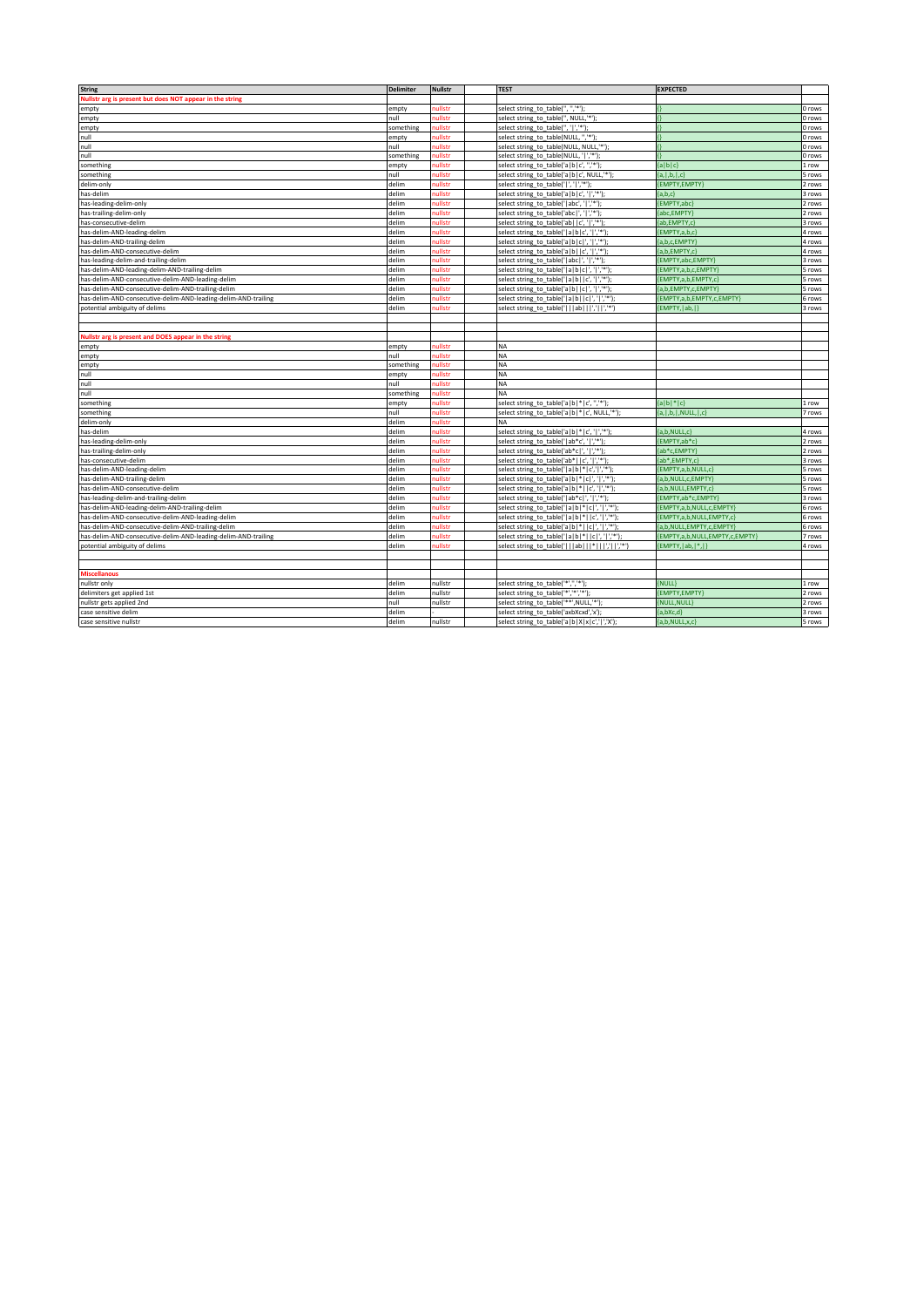| String | Delimiter | Nullstr | | TEST | EXPECTED | |
|---|---|---|---|---|---|---|
| **Nullstr arg is present but does NOT appear in the string** | | | | | | |
| empty | empty | nullstr | | select string_to_table('', '','*'); | {} | 0 rows |
| empty | null | nullstr | | select string_to_table('', NULL,'*'); | {} | 0 rows |
| empty | something | nullstr | | select string_to_table('', '\|','*'); | {} | 0 rows |
| null | empty | nullstr | | select string_to_table(NULL, '','*'); | {} | 0 rows |
| null | null | nullstr | | select string_to_table(NULL, NULL,'*'); | {} | 0 rows |
| null | something | nullstr | | select string_to_table(NULL, '\|','*'); | {} | 0 rows |
| something | empty | nullstr | | select string_to_table('a\|b\|c', '','*'); | {a\|b\|c} | 1 row |
| something | null | nullstr | | select string_to_table('a\|b\|c', NULL,'*'); | {a,\|,b,\|,c} | 5 rows |
| delim-only | delim | nullstr | | select string_to_table('\|', '\|','*'); | {EMPTY,EMPTY} | 2 rows |
| has-delim | delim | nullstr | | select string_to_table('a\|b\|c', '\|','*'); | {a,b,c} | 3 rows |
| has-leading-delim-only | delim | nullstr | | select string_to_table('\|abc', '\|','*'); | {EMPTY,abc} | 2 rows |
| has-trailing-delim-only | delim | nullstr | | select string_to_table('abc\|', '\|','*'); | {abc,EMPTY} | 2 rows |
| has-consecutive-delim | delim | nullstr | | select string_to_table('ab\|\|c', '\|','*'); | {ab,EMPTY,c} | 3 rows |
| has-delim-AND-leading-delim | delim | nullstr | | select string_to_table('\|a\|b\|c', '\|','*'); | {EMPTY,a,b,c} | 4 rows |
| has-delim-AND-trailing-delim | delim | nullstr | | select string_to_table('a\|b\|c\|', '\|','*'); | {a,b,c,EMPTY} | 4 rows |
| has-delim-AND-consecutive-delim | delim | nullstr | | select string_to_table('a\|b\|\|c', '\|','*'); | {a,b,EMPTY,c} | 4 rows |
| has-leading-delim-and-trailing-delim | delim | nullstr | | select string_to_table('\|abc\|', '\|','*'); | {EMPTY,abc,EMPTY} | 3 rows |
| has-delim-AND-leading-delim-AND-trailing-delim | delim | nullstr | | select string_to_table('\|a\|b\|c\|', '\|','*'); | {EMPTY,a,b,c,EMPTY} | 5 rows |
| has-delim-AND-consecutive-delim-AND-leading-delim | delim | nullstr | | select string_to_table('\|a\|b\|\|c', '\|','*'); | {EMPTY,a,b,EMPTY,c} | 5 rows |
| has-delim-AND-consecutive-delim-AND-trailing-delim | delim | nullstr | | select string_to_table('a\|b\|\|c\|', '\|','*'); | {a,b,EMPTY,c,EMPTY} | 5 rows |
| has-delim-AND-consecutive-delim-AND-leading-delim-AND-trailing | delim | nullstr | | select string_to_table('\|a\|b\|\|c\|', '\|','*'); | {EMPTY,a,b,EMPTY,c,EMPTY} | 6 rows |
| potential ambiguity of delims | delim | nullstr | | select string_to_table('\|\|\|ab\|\|\|','\|\|','*') | {EMPTY,\|ab,\|} | 3 rows |
| | | | | | | |
| | | | | | | |
| **Nullstr arg is present and DOES appear in the string** | | | | | | |
| empty | empty | nullstr | | NA | | |
| empty | null | nullstr | | NA | | |
| empty | something | nullstr | | NA | | |
| null | empty | nullstr | | NA | | |
| null | null | nullstr | | NA | | |
| null | something | nullstr | | NA | | |
| something | empty | nullstr | | select string_to_table('a\|b\|*\|c', '','*'); | {a\|b\|*\|c} | 1 row |
| something | null | nullstr | | select string_to_table('a\|b\|*\|c', NULL,'*'); | {a,\|,b,\|,NULL,\|,c} | 7 rows |
| delim-only | delim | nullstr | | NA | | |
| has-delim | delim | nullstr | | select string_to_table('a\|b\|*\|c', '\|','*'); | {a,b,NULL,c} | 4 rows |
| has-leading-delim-only | delim | nullstr | | select string_to_table('\|ab*c', '\|','*'); | {EMPTY,ab*c} | 2 rows |
| has-trailing-delim-only | delim | nullstr | | select string_to_table('ab*c\|', '\|','*'); | {ab*c,EMPTY} | 2 rows |
| has-consecutive-delim | delim | nullstr | | select string_to_table('ab*\|\|c', '\|','*'); | {ab*,EMPTY,c} | 3 rows |
| has-delim-AND-leading-delim | delim | nullstr | | select string_to_table('\|a\|b\|*\|c','\|','*'); | {EMPTY,a,b,NULL,c} | 5 rows |
| has-delim-AND-trailing-delim | delim | nullstr | | select string_to_table('a\|b\|*\|c\|', '\|','*'); | {a,b,NULL,c,EMPTY} | 5 rows |
| has-delim-AND-consecutive-delim | delim | nullstr | | select string_to_table('a\|b\|*\|\|c', '\|','*'); | {a,b,NULL,EMPTY,c} | 5 rows |
| has-leading-delim-and-trailing-delim | delim | nullstr | | select string_to_table('\|ab*c\|', '\|','*'); | {EMPTY,ab*c,EMPTY} | 3 rows |
| has-delim-AND-leading-delim-AND-trailing-delim | delim | nullstr | | select string_to_table('\|a\|b\|*\|c\|', '\|','*'); | {EMPTY,a,b,NULL,c,EMPTY} | 6 rows |
| has-delim-AND-consecutive-delim-AND-leading-delim | delim | nullstr | | select string_to_table('\|a\|b\|*\|\|c', '\|','*'); | {EMPTY,a,b,NULL,EMPTY,c} | 6 rows |
| has-delim-AND-consecutive-delim-AND-trailing-delim | delim | nullstr | | select string_to_table('a\|b\|*\|\|c\|', '\|','*'); | {a,b,NULL,EMPTY,c,EMPTY} | 6 rows |
| has-delim-AND-consecutive-delim-AND-leading-delim-AND-trailing | delim | nullstr | | select string_to_table('\|a\|b\|*\|\|c\|', '\|','*'); | {EMPTY,a,b,NULL,EMPTY,c,EMPTY} | 7 rows |
| potential ambiguity of delims | delim | nullstr | | select string_to_table('\|\|\|ab\|\|*\|\|\|','\|\|','*') | {EMPTY,\|ab,\|*,\|} | 4 rows |
| | | | | | | |
| | | | | | | |
| **Miscellanous** | | | | | | |
| nullstr only | delim | nullstr | | select string_to_table('*','','*'); | {NULL} | 1 row |
| delimiters get applied 1st | delim | nullstr | | select string_to_table('*','*','*'); | {EMPTY,EMPTY} | 2 rows |
| nullstr gets applied 2nd | null | nullstr | | select string_to_table('**',NULL,'*'); | {NULL,NULL} | 2 rows |
| case sensitive delim | delim | - | | select string_to_table('axbXcxd','x'); | {a,bXc,d} | 3 rows |
| case sensitive nullstr | delim | nullstr | | select string_to_table('a\|b\|X\|x\|c','\|','X'); | {a,b,NULL,x,c} | 5 rows |